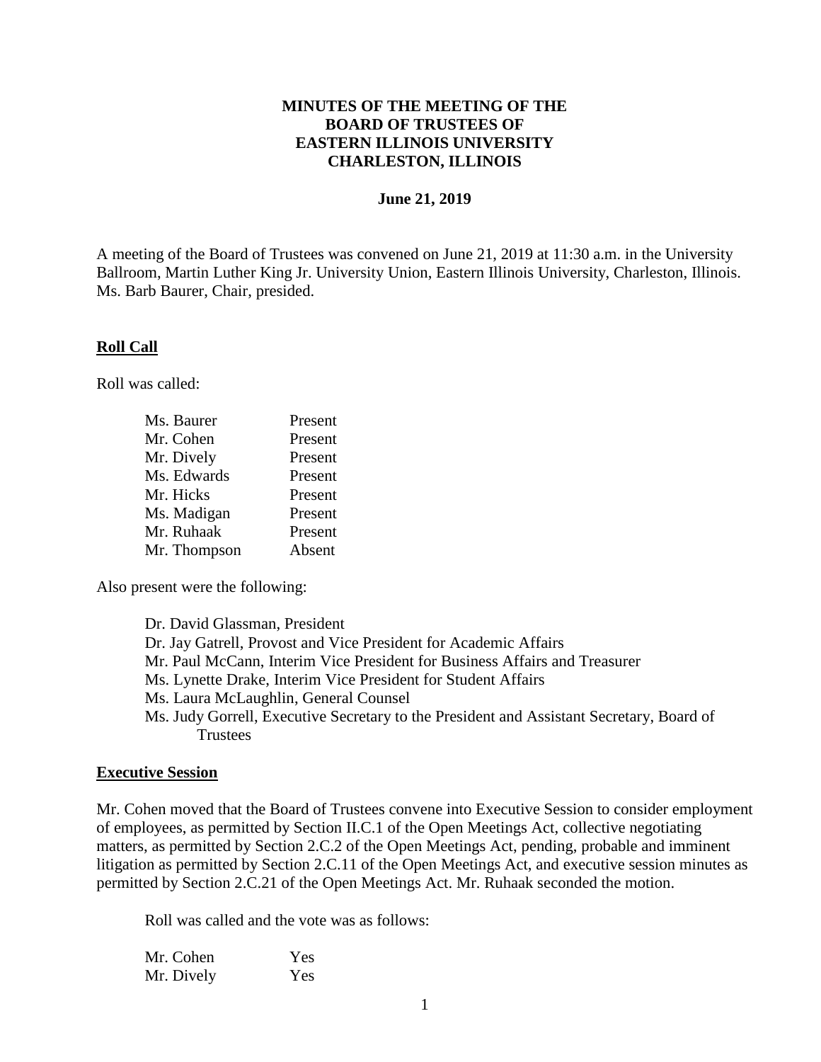**MINUTES OF THE MEETING OF THE BOARD OF TRUSTEES OF EASTERN ILLINOIS UNIVERSITY CHARLESTON, ILLINOIS**

**June 21, 2019**

A meeting of the Board of Trustees was convened on June 21, 2019 at 11:30 a.m. in the University Ballroom, Martin Luther King Jr. University Union, Eastern Illinois University, Charleston, Illinois. Ms. Barb Baurer, Chair, presided.

## Roll Call

Roll was called:

| | |
|---|---|
| Ms. Baurer | Present |
| Mr. Cohen | Present |
| Mr. Dively | Present |
| Ms. Edwards | Present |
| Mr. Hicks | Present |
| Ms. Madigan | Present |
| Mr. Ruhaak | Present |
| Mr. Thompson | Absent |

Also present were the following:

- Dr. David Glassman, President
- Dr. Jay Gatrell, Provost and Vice President for Academic Affairs
- Mr. Paul McCann, Interim Vice President for Business Affairs and Treasurer
- Ms. Lynette Drake, Interim Vice President for Student Affairs
- Ms. Laura McLaughlin, General Counsel
- Ms. Judy Gorrell, Executive Secretary to the President and Assistant Secretary, Board of Trustees

## Executive Session

Mr. Cohen moved that the Board of Trustees convene into Executive Session to consider employment of employees, as permitted by Section II.C.1 of the Open Meetings Act, collective negotiating matters, as permitted by Section 2.C.2 of the Open Meetings Act, pending, probable and imminent litigation as permitted by Section 2.C.11 of the Open Meetings Act, and executive session minutes as permitted by Section 2.C.21 of the Open Meetings Act. Mr. Ruhaak seconded the motion.

Roll was called and the vote was as follows:

| | |
|---|---|
| Mr. Cohen | Yes |
| Mr. Dively | Yes |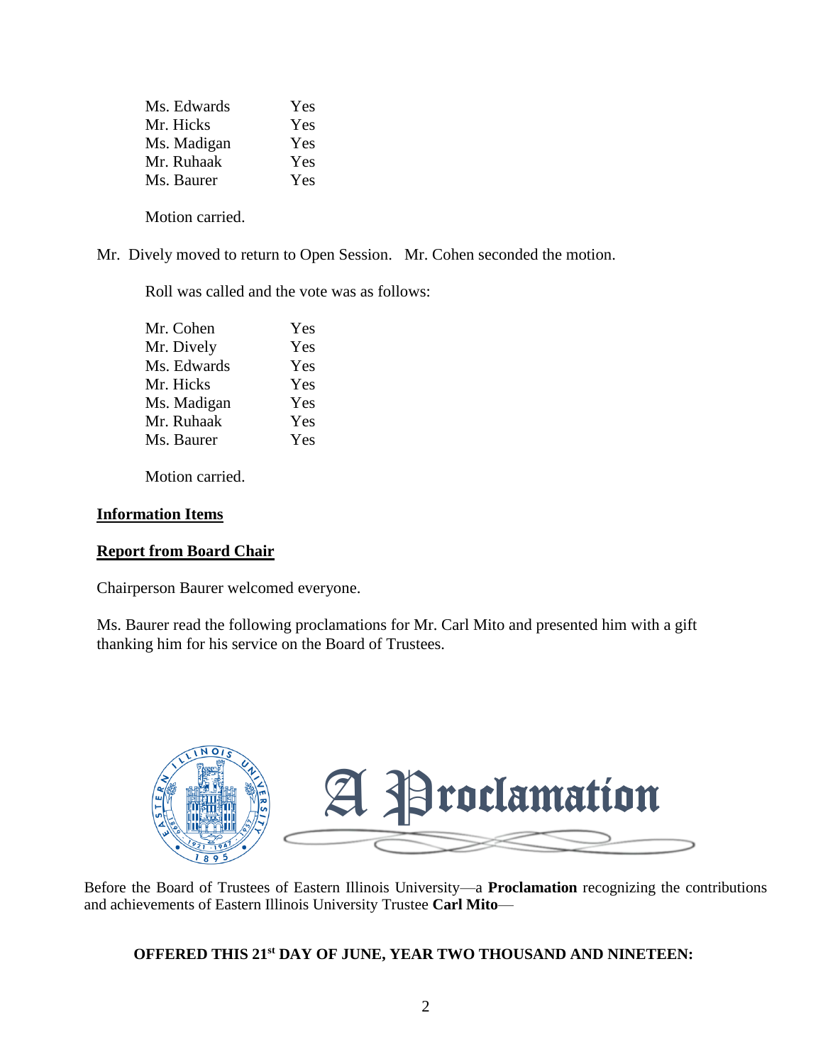| | |
|---|---|
| Ms. Edwards | Yes |
| Mr. Hicks | Yes |
| Ms. Madigan | Yes |
| Mr. Ruhaak | Yes |
| Ms. Baurer | Yes |

Motion carried.

Mr. Dively moved to return to Open Session. Mr. Cohen seconded the motion.

Roll was called and the vote was as follows:

| | |
|---|---|
| Mr. Cohen | Yes |
| Mr. Dively | Yes |
| Ms. Edwards | Yes |
| Mr. Hicks | Yes |
| Ms. Madigan | Yes |
| Mr. Ruhaak | Yes |
| Ms. Baurer | Yes |

Motion carried.

**Information Items**

**Report from Board Chair**

Chairperson Baurer welcomed everyone.

Ms. Baurer read the following proclamations for Mr. Carl Mito and presented him with a gift thanking him for his service on the Board of Trustees.

# A Proclamation

Before the Board of Trustees of Eastern Illinois University—a **Proclamation** recognizing the contributions and achievements of Eastern Illinois University Trustee **Carl Mito**—

**OFFERED THIS 21st DAY OF JUNE, YEAR TWO THOUSAND AND NINETEEN:**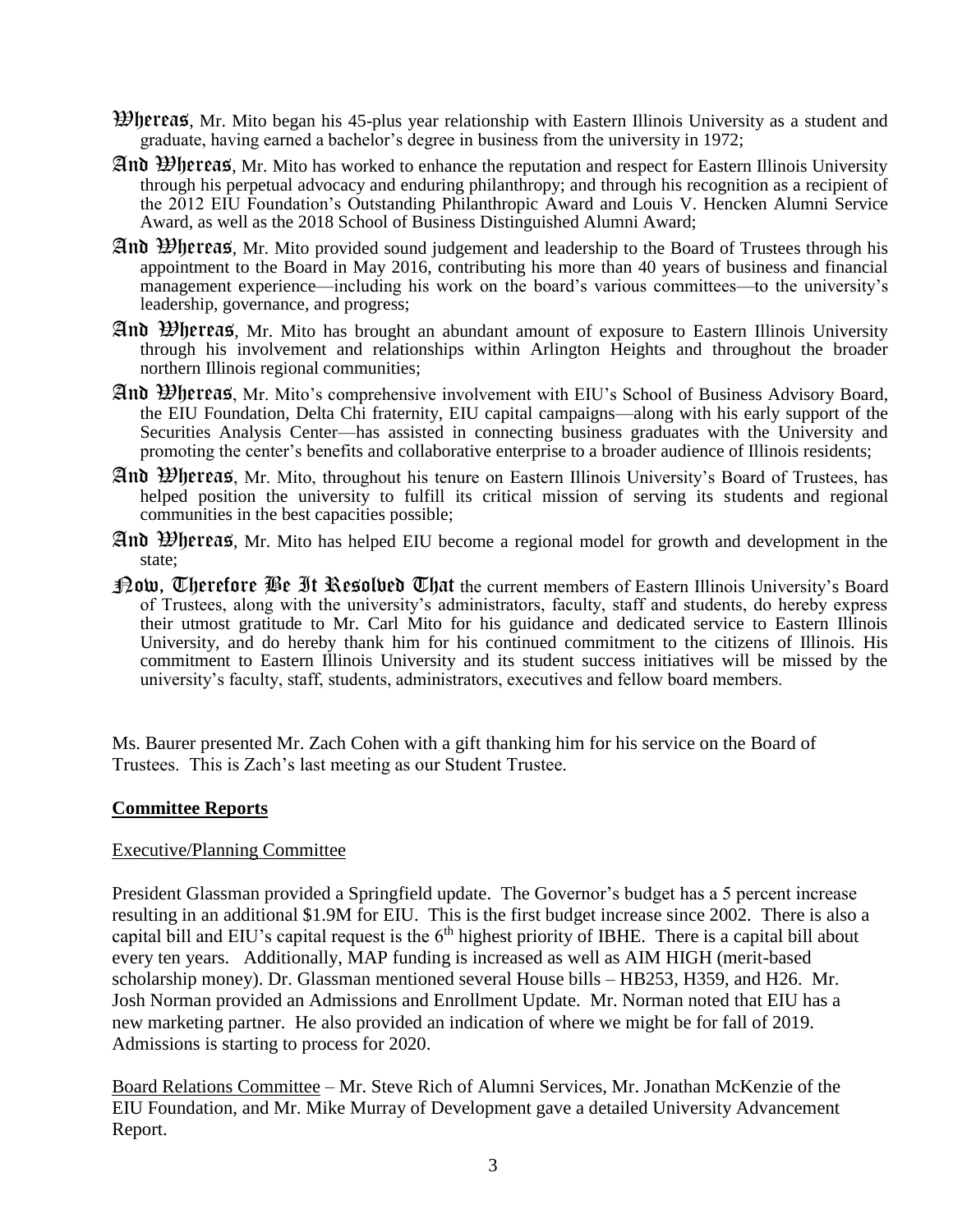**Whereas**, Mr. Mito began his 45-plus year relationship with Eastern Illinois University as a student and graduate, having earned a bachelor's degree in business from the university in 1972;

**And Whereas**, Mr. Mito has worked to enhance the reputation and respect for Eastern Illinois University through his perpetual advocacy and enduring philanthropy; and through his recognition as a recipient of the 2012 EIU Foundation's Outstanding Philanthropic Award and Louis V. Hencken Alumni Service Award, as well as the 2018 School of Business Distinguished Alumni Award;

**And Whereas**, Mr. Mito provided sound judgement and leadership to the Board of Trustees through his appointment to the Board in May 2016, contributing his more than 40 years of business and financial management experience—including his work on the board's various committees—to the university's leadership, governance, and progress;

**And Whereas**, Mr. Mito has brought an abundant amount of exposure to Eastern Illinois University through his involvement and relationships within Arlington Heights and throughout the broader northern Illinois regional communities;

**And Whereas**, Mr. Mito's comprehensive involvement with EIU's School of Business Advisory Board, the EIU Foundation, Delta Chi fraternity, EIU capital campaigns—along with his early support of the Securities Analysis Center—has assisted in connecting business graduates with the University and promoting the center's benefits and collaborative enterprise to a broader audience of Illinois residents;

**And Whereas**, Mr. Mito, throughout his tenure on Eastern Illinois University's Board of Trustees, has helped position the university to fulfill its critical mission of serving its students and regional communities in the best capacities possible;

**And Whereas**, Mr. Mito has helped EIU become a regional model for growth and development in the state;

**Now, Therefore Be It Resolved That** the current members of Eastern Illinois University's Board of Trustees, along with the university's administrators, faculty, staff and students, do hereby express their utmost gratitude to Mr. Carl Mito for his guidance and dedicated service to Eastern Illinois University, and do hereby thank him for his continued commitment to the citizens of Illinois. His commitment to Eastern Illinois University and its student success initiatives will be missed by the university's faculty, staff, students, administrators, executives and fellow board members.

Ms. Baurer presented Mr. Zach Cohen with a gift thanking him for his service on the Board of Trustees. This is Zach's last meeting as our Student Trustee.

**Committee Reports**

Executive/Planning Committee

President Glassman provided a Springfield update. The Governor's budget has a 5 percent increase resulting in an additional $1.9M for EIU. This is the first budget increase since 2002. There is also a capital bill and EIU's capital request is the 6th highest priority of IBHE. There is a capital bill about every ten years. Additionally, MAP funding is increased as well as AIM HIGH (merit-based scholarship money). Dr. Glassman mentioned several House bills – HB253, H359, and H26. Mr. Josh Norman provided an Admissions and Enrollment Update. Mr. Norman noted that EIU has a new marketing partner. He also provided an indication of where we might be for fall of 2019. Admissions is starting to process for 2020.

Board Relations Committee – Mr. Steve Rich of Alumni Services, Mr. Jonathan McKenzie of the EIU Foundation, and Mr. Mike Murray of Development gave a detailed University Advancement Report.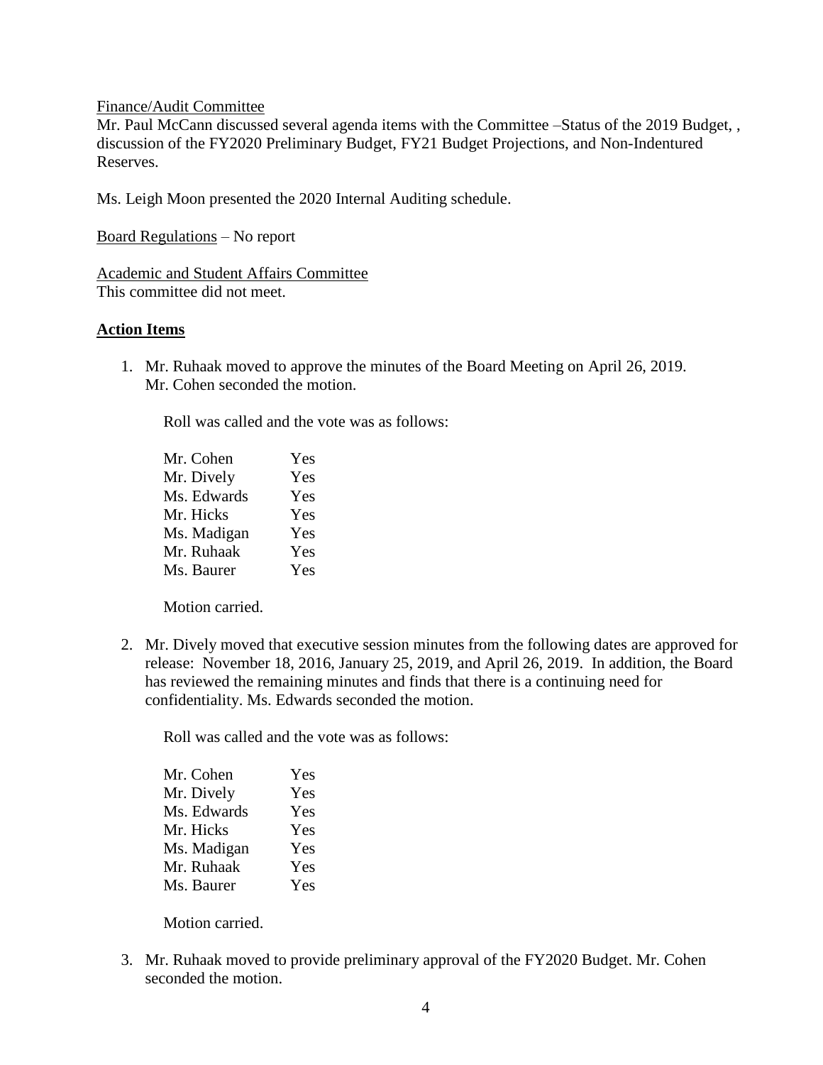Finance/Audit Committee

Mr. Paul McCann discussed several agenda items with the Committee –Status of the 2019 Budget, , discussion of the FY2020 Preliminary Budget, FY21 Budget Projections, and Non-Indentured Reserves.

Ms. Leigh Moon presented the 2020 Internal Auditing schedule.

Board Regulations – No report

Academic and Student Affairs Committee

This committee did not meet.

**Action Items**

1. Mr. Ruhaak moved to approve the minutes of the Board Meeting on April 26, 2019. Mr. Cohen seconded the motion.

   Roll was called and the vote was as follows:

   | | |
   |---|---|
   | Mr. Cohen | Yes |
   | Mr. Dively | Yes |
   | Ms. Edwards | Yes |
   | Mr. Hicks | Yes |
   | Ms. Madigan | Yes |
   | Mr. Ruhaak | Yes |
   | Ms. Baurer | Yes |

   Motion carried.

2. Mr. Dively moved that executive session minutes from the following dates are approved for release: November 18, 2016, January 25, 2019, and April 26, 2019. In addition, the Board has reviewed the remaining minutes and finds that there is a continuing need for confidentiality. Ms. Edwards seconded the motion.

   Roll was called and the vote was as follows:

   | | |
   |---|---|
   | Mr. Cohen | Yes |
   | Mr. Dively | Yes |
   | Ms. Edwards | Yes |
   | Mr. Hicks | Yes |
   | Ms. Madigan | Yes |
   | Mr. Ruhaak | Yes |
   | Ms. Baurer | Yes |

   Motion carried.

3. Mr. Ruhaak moved to provide preliminary approval of the FY2020 Budget. Mr. Cohen seconded the motion.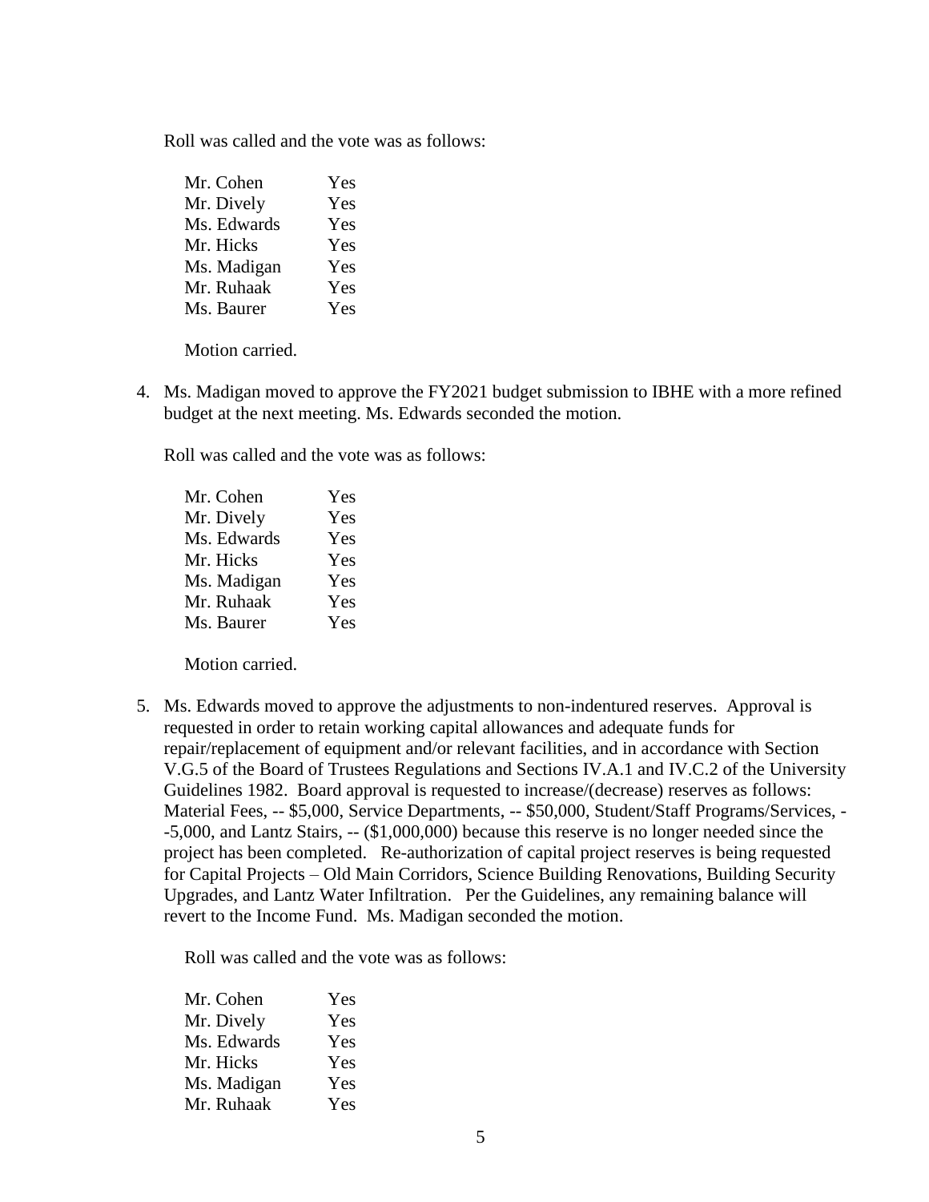Roll was called and the vote was as follows:

| | |
|---|---|
| Mr. Cohen | Yes |
| Mr. Dively | Yes |
| Ms. Edwards | Yes |
| Mr. Hicks | Yes |
| Ms. Madigan | Yes |
| Mr. Ruhaak | Yes |
| Ms. Baurer | Yes |

Motion carried.

4. Ms. Madigan moved to approve the FY2021 budget submission to IBHE with a more refined budget at the next meeting. Ms. Edwards seconded the motion.

   Roll was called and the vote was as follows:

| | |
|---|---|
| Mr. Cohen | Yes |
| Mr. Dively | Yes |
| Ms. Edwards | Yes |
| Mr. Hicks | Yes |
| Ms. Madigan | Yes |
| Mr. Ruhaak | Yes |
| Ms. Baurer | Yes |

   Motion carried.

5. Ms. Edwards moved to approve the adjustments to non-indentured reserves. Approval is requested in order to retain working capital allowances and adequate funds for repair/replacement of equipment and/or relevant facilities, and in accordance with Section V.G.5 of the Board of Trustees Regulations and Sections IV.A.1 and IV.C.2 of the University Guidelines 1982. Board approval is requested to increase/(decrease) reserves as follows: Material Fees, -- $5,000, Service Departments, -- $50,000, Student/Staff Programs/Services, --5,000, and Lantz Stairs, -- ($1,000,000) because this reserve is no longer needed since the project has been completed. Re-authorization of capital project reserves is being requested for Capital Projects – Old Main Corridors, Science Building Renovations, Building Security Upgrades, and Lantz Water Infiltration. Per the Guidelines, any remaining balance will revert to the Income Fund. Ms. Madigan seconded the motion.

   Roll was called and the vote was as follows:

| | |
|---|---|
| Mr. Cohen | Yes |
| Mr. Dively | Yes |
| Ms. Edwards | Yes |
| Mr. Hicks | Yes |
| Ms. Madigan | Yes |
| Mr. Ruhaak | Yes |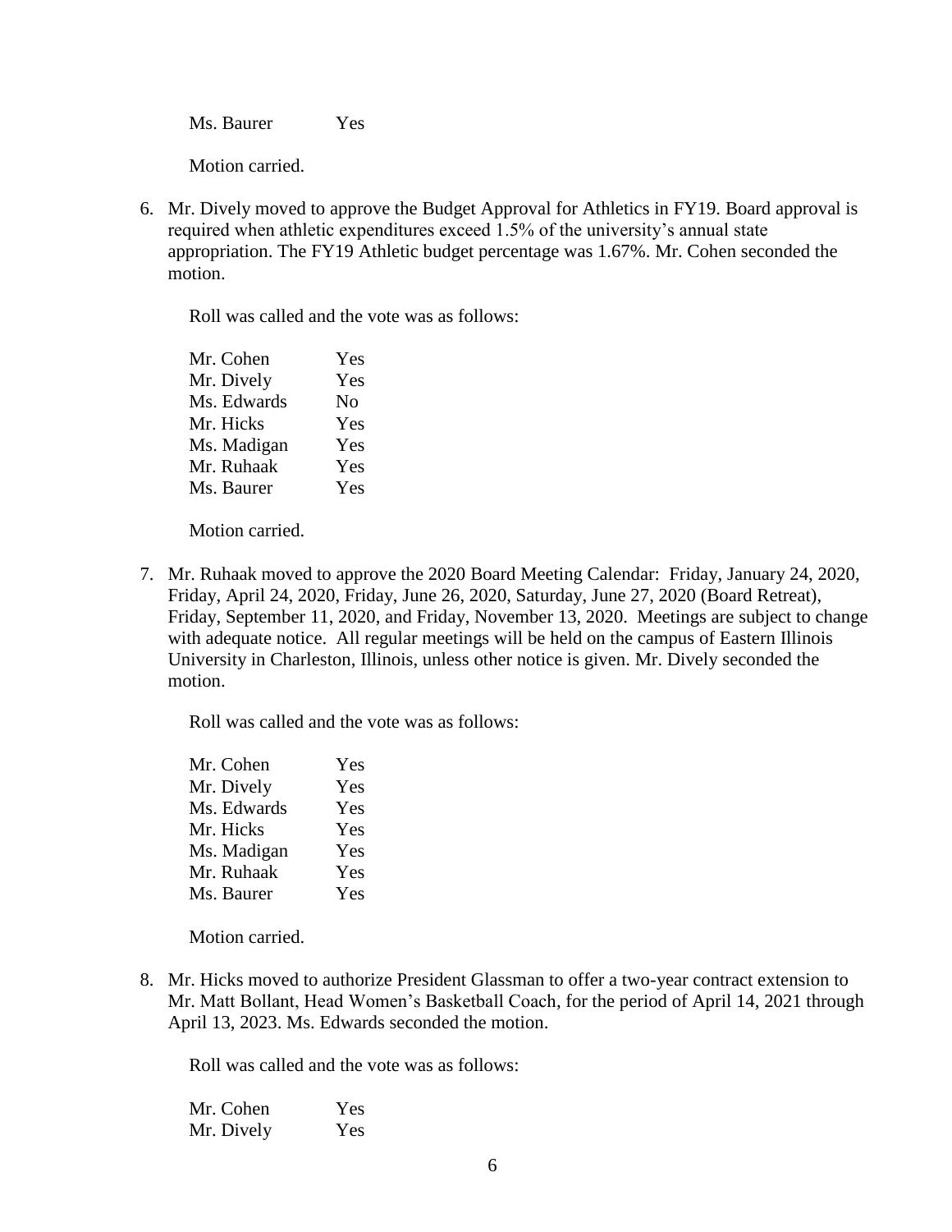Ms. Baurer Yes

Motion carried.

6. Mr. Dively moved to approve the Budget Approval for Athletics in FY19. Board approval is required when athletic expenditures exceed 1.5% of the university's annual state appropriation. The FY19 Athletic budget percentage was 1.67%. Mr. Cohen seconded the motion.

   Roll was called and the vote was as follows:

   Mr. Cohen Yes
   Mr. Dively Yes
   Ms. Edwards No
   Mr. Hicks Yes
   Ms. Madigan Yes
   Mr. Ruhaak Yes
   Ms. Baurer Yes

   Motion carried.

7. Mr. Ruhaak moved to approve the 2020 Board Meeting Calendar: Friday, January 24, 2020, Friday, April 24, 2020, Friday, June 26, 2020, Saturday, June 27, 2020 (Board Retreat), Friday, September 11, 2020, and Friday, November 13, 2020. Meetings are subject to change with adequate notice. All regular meetings will be held on the campus of Eastern Illinois University in Charleston, Illinois, unless other notice is given. Mr. Dively seconded the motion.

   Roll was called and the vote was as follows:

   Mr. Cohen Yes
   Mr. Dively Yes
   Ms. Edwards Yes
   Mr. Hicks Yes
   Ms. Madigan Yes
   Mr. Ruhaak Yes
   Ms. Baurer Yes

   Motion carried.

8. Mr. Hicks moved to authorize President Glassman to offer a two-year contract extension to Mr. Matt Bollant, Head Women's Basketball Coach, for the period of April 14, 2021 through April 13, 2023. Ms. Edwards seconded the motion.

   Roll was called and the vote was as follows:

   Mr. Cohen Yes
   Mr. Dively Yes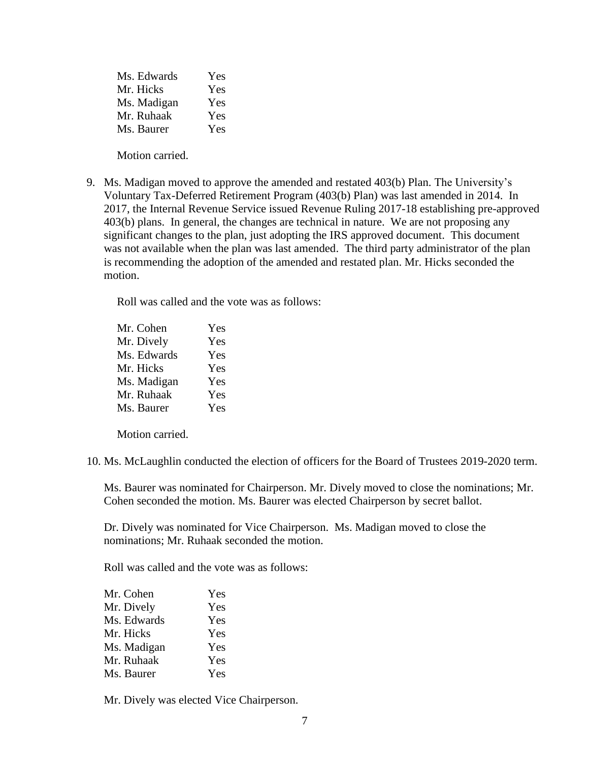| | |
|---|---|
| Ms. Edwards | Yes |
| Mr. Hicks | Yes |
| Ms. Madigan | Yes |
| Mr. Ruhaak | Yes |
| Ms. Baurer | Yes |

Motion carried.

9. Ms. Madigan moved to approve the amended and restated 403(b) Plan. The University's Voluntary Tax-Deferred Retirement Program (403(b) Plan) was last amended in 2014. In 2017, the Internal Revenue Service issued Revenue Ruling 2017-18 establishing pre-approved 403(b) plans. In general, the changes are technical in nature. We are not proposing any significant changes to the plan, just adopting the IRS approved document. This document was not available when the plan was last amended. The third party administrator of the plan is recommending the adoption of the amended and restated plan. Mr. Hicks seconded the motion.

   Roll was called and the vote was as follows:

   | | |
   |---|---|
   | Mr. Cohen | Yes |
   | Mr. Dively | Yes |
   | Ms. Edwards | Yes |
   | Mr. Hicks | Yes |
   | Ms. Madigan | Yes |
   | Mr. Ruhaak | Yes |
   | Ms. Baurer | Yes |

   Motion carried.

10. Ms. McLaughlin conducted the election of officers for the Board of Trustees 2019-2020 term.

    Ms. Baurer was nominated for Chairperson. Mr. Dively moved to close the nominations; Mr. Cohen seconded the motion. Ms. Baurer was elected Chairperson by secret ballot.

    Dr. Dively was nominated for Vice Chairperson. Ms. Madigan moved to close the nominations; Mr. Ruhaak seconded the motion.

    Roll was called and the vote was as follows:

    | | |
    |---|---|
    | Mr. Cohen | Yes |
    | Mr. Dively | Yes |
    | Ms. Edwards | Yes |
    | Mr. Hicks | Yes |
    | Ms. Madigan | Yes |
    | Mr. Ruhaak | Yes |
    | Ms. Baurer | Yes |

    Mr. Dively was elected Vice Chairperson.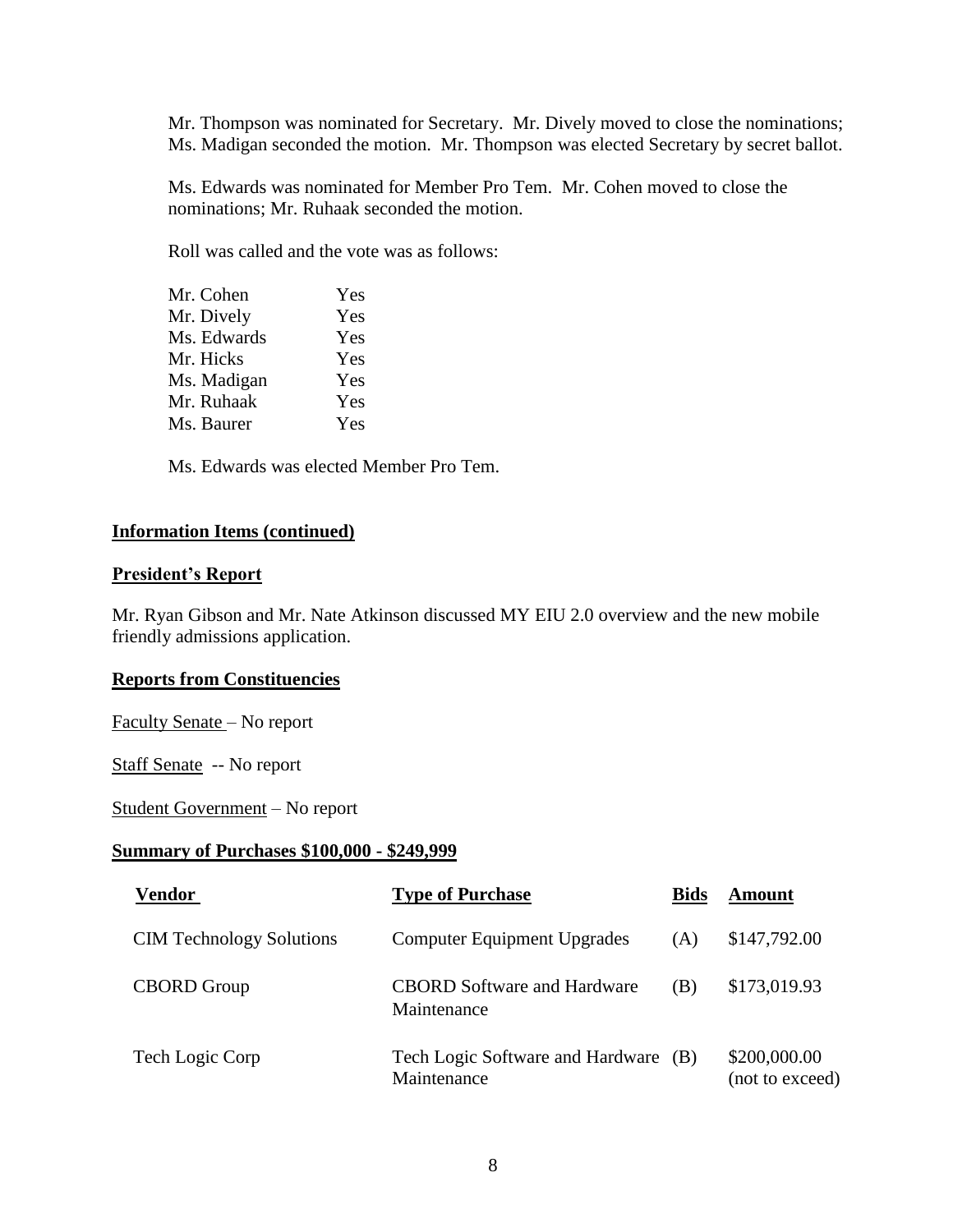Mr. Thompson was nominated for Secretary. Mr. Dively moved to close the nominations; Ms. Madigan seconded the motion. Mr. Thompson was elected Secretary by secret ballot.

Ms. Edwards was nominated for Member Pro Tem. Mr. Cohen moved to close the nominations; Mr. Ruhaak seconded the motion.

Roll was called and the vote was as follows:

| | |
|---|---|
| Mr. Cohen | Yes |
| Mr. Dively | Yes |
| Ms. Edwards | Yes |
| Mr. Hicks | Yes |
| Ms. Madigan | Yes |
| Mr. Ruhaak | Yes |
| Ms. Baurer | Yes |

Ms. Edwards was elected Member Pro Tem.

**Information Items (continued)**

**President's Report**

Mr. Ryan Gibson and Mr. Nate Atkinson discussed MY EIU 2.0 overview and the new mobile friendly admissions application.

**Reports from Constituencies**

Faculty Senate – No report

Staff Senate -- No report

Student Government – No report

**Summary of Purchases $100,000 - $249,999**

| Vendor | Type of Purchase | Bids | Amount |
|---|---|---|---|
| CIM Technology Solutions | Computer Equipment Upgrades | (A) | $147,792.00 |
| CBORD Group | CBORD Software and Hardware Maintenance | (B) | $173,019.93 |
| Tech Logic Corp | Tech Logic Software and Hardware Maintenance | (B) | $200,000.00 (not to exceed) |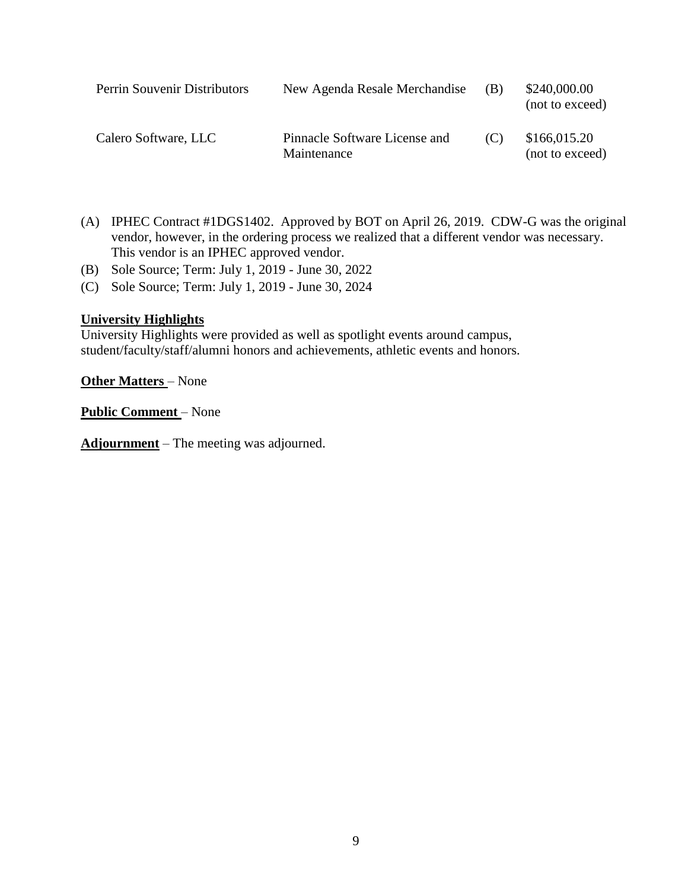| | | | |
|---|---|---|---|
| Perrin Souvenir Distributors | New Agenda Resale Merchandise | (B) | \$240,000.00 (not to exceed) |
| Calero Software, LLC | Pinnacle Software License and Maintenance | (C) | \$166,015.20 (not to exceed) |

(A) IPHEC Contract #1DGS1402. Approved by BOT on April 26, 2019. CDW-G was the original vendor, however, in the ordering process we realized that a different vendor was necessary. This vendor is an IPHEC approved vendor.
(B) Sole Source; Term: July 1, 2019 - June 30, 2022
(C) Sole Source; Term: July 1, 2019 - June 30, 2024

**University Highlights**
University Highlights were provided as well as spotlight events around campus, student/faculty/staff/alumni honors and achievements, athletic events and honors.

**Other Matters** – None

**Public Comment** – None

**Adjournment** – The meeting was adjourned.